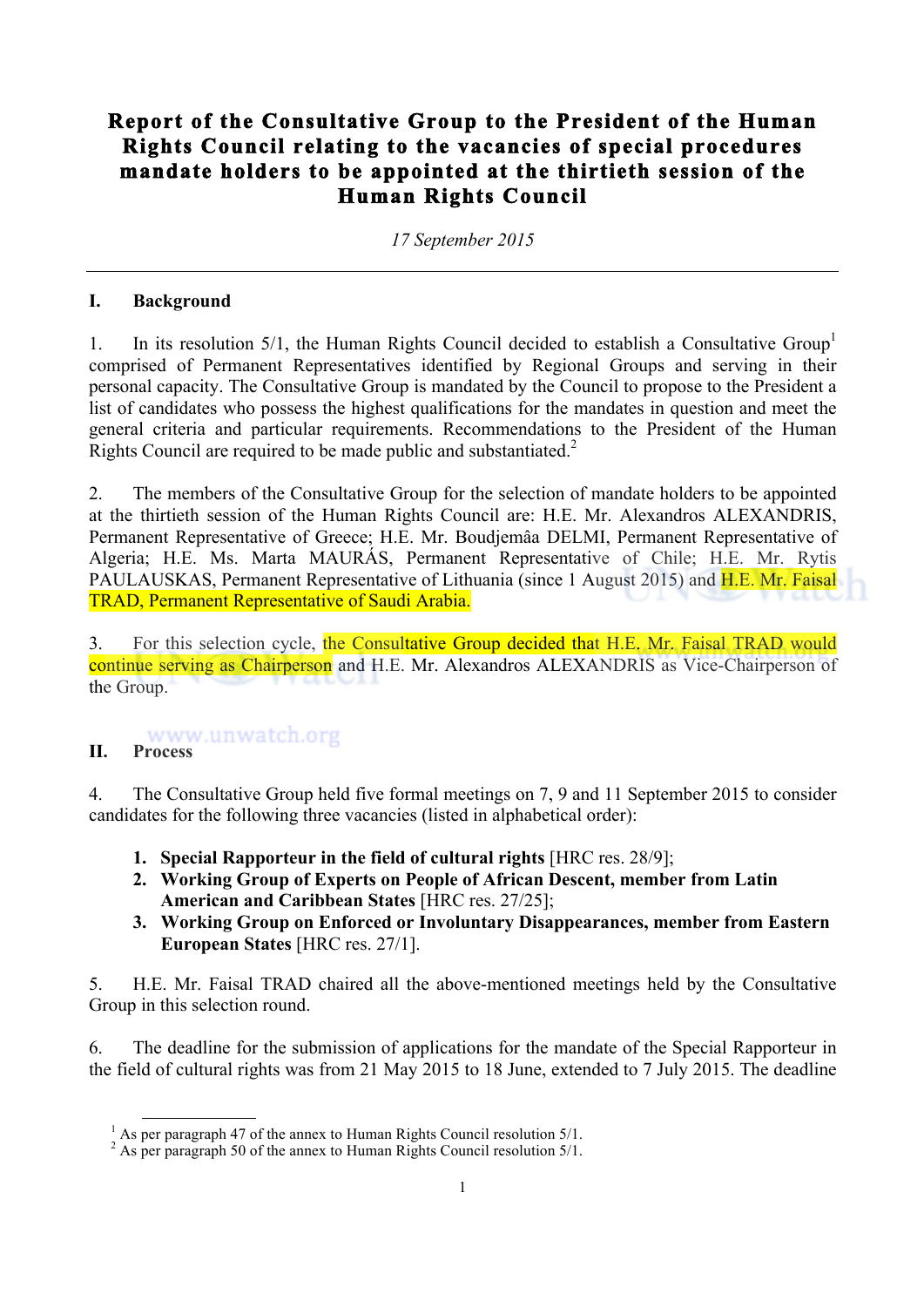# Report of the Consultative Group to the President of the Human Rights Council relating to the vacancies of special procedures mandate holders to be appointed at the thirtieth session of the Human Rights Council

*17 September 2015*

---

## I. Background

1. In its resolution 5/1, the Human Rights Council decided to establish a Consultative Group[1] comprised of Permanent Representatives identified by Regional Groups and serving in their personal capacity. The Consultative Group is mandated by the Council to propose to the President a list of candidates who possess the highest qualifications for the mandates in question and meet the general criteria and particular requirements. Recommendations to the President of the Human Rights Council are required to be made public and substantiated.[2]

2. The members of the Consultative Group for the selection of mandate holders to be appointed at the thirtieth session of the Human Rights Council are: H.E. Mr. Alexandros ALEXANDRIS, Permanent Representative of Greece; H.E. Mr. Boudjemâa DELMI, Permanent Representative of Algeria; H.E. Ms. Marta MAURÁS, Permanent Representative of Chile; H.E. Mr. Rytis PAULAUSKAS, Permanent Representative of Lithuania (since 1 August 2015) and H.E. Mr. Faisal TRAD, Permanent Representative of Saudi Arabia.

3. For this selection cycle, the Consultative Group decided that H.E. Mr. Faisal TRAD would continue serving as Chairperson and H.E. Mr. Alexandros ALEXANDRIS as Vice-Chairperson of the Group.

## II. Process

4. The Consultative Group held five formal meetings on 7, 9 and 11 September 2015 to consider candidates for the following three vacancies (listed in alphabetical order):

   1. **Special Rapporteur in the field of cultural rights** [HRC res. 28/9];
   2. **Working Group of Experts on People of African Descent, member from Latin American and Caribbean States** [HRC res. 27/25];
   3. **Working Group on Enforced or Involuntary Disappearances, member from Eastern European States** [HRC res. 27/1].

5. H.E. Mr. Faisal TRAD chaired all the above-mentioned meetings held by the Consultative Group in this selection round.

6. The deadline for the submission of applications for the mandate of the Special Rapporteur in the field of cultural rights was from 21 May 2015 to 18 June, extended to 7 July 2015. The deadline

---

[1] As per paragraph 47 of the annex to Human Rights Council resolution 5/1.

[2] As per paragraph 50 of the annex to Human Rights Council resolution 5/1.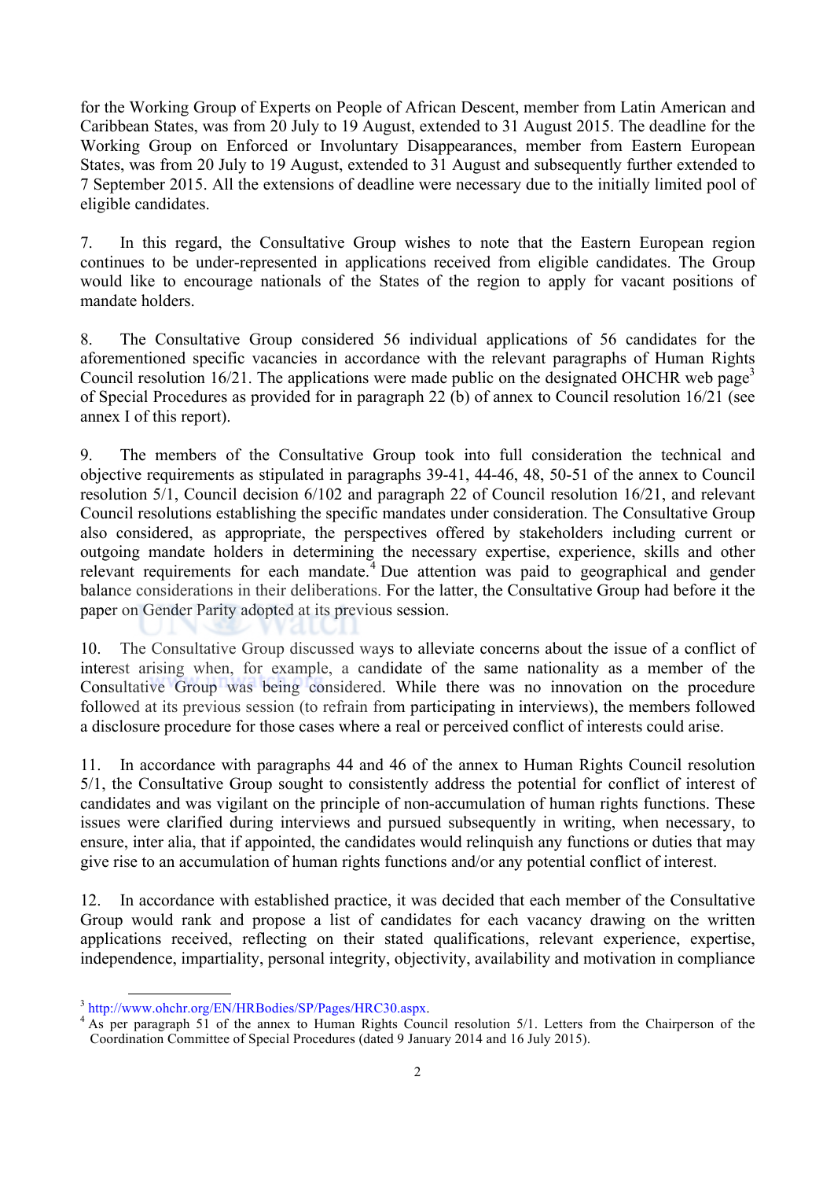for the Working Group of Experts on People of African Descent, member from Latin American and Caribbean States, was from 20 July to 19 August, extended to 31 August 2015. The deadline for the Working Group on Enforced or Involuntary Disappearances, member from Eastern European States, was from 20 July to 19 August, extended to 31 August and subsequently further extended to 7 September 2015. All the extensions of deadline were necessary due to the initially limited pool of eligible candidates.

7. In this regard, the Consultative Group wishes to note that the Eastern European region continues to be under-represented in applications received from eligible candidates. The Group would like to encourage nationals of the States of the region to apply for vacant positions of mandate holders.

8. The Consultative Group considered 56 individual applications of 56 candidates for the aforementioned specific vacancies in accordance with the relevant paragraphs of Human Rights Council resolution 16/21. The applications were made public on the designated OHCHR web page[3] of Special Procedures as provided for in paragraph 22 (b) of annex to Council resolution 16/21 (see annex I of this report).

9. The members of the Consultative Group took into full consideration the technical and objective requirements as stipulated in paragraphs 39-41, 44-46, 48, 50-51 of the annex to Council resolution 5/1, Council decision 6/102 and paragraph 22 of Council resolution 16/21, and relevant Council resolutions establishing the specific mandates under consideration. The Consultative Group also considered, as appropriate, the perspectives offered by stakeholders including current or outgoing mandate holders in determining the necessary expertise, experience, skills and other relevant requirements for each mandate.[4] Due attention was paid to geographical and gender balance considerations in their deliberations. For the latter, the Consultative Group had before it the paper on Gender Parity adopted at its previous session.

10. The Consultative Group discussed ways to alleviate concerns about the issue of a conflict of interest arising when, for example, a candidate of the same nationality as a member of the Consultative Group was being considered. While there was no innovation on the procedure followed at its previous session (to refrain from participating in interviews), the members followed a disclosure procedure for those cases where a real or perceived conflict of interests could arise.

11. In accordance with paragraphs 44 and 46 of the annex to Human Rights Council resolution 5/1, the Consultative Group sought to consistently address the potential for conflict of interest of candidates and was vigilant on the principle of non-accumulation of human rights functions. These issues were clarified during interviews and pursued subsequently in writing, when necessary, to ensure, inter alia, that if appointed, the candidates would relinquish any functions or duties that may give rise to an accumulation of human rights functions and/or any potential conflict of interest.

12. In accordance with established practice, it was decided that each member of the Consultative Group would rank and propose a list of candidates for each vacancy drawing on the written applications received, reflecting on their stated qualifications, relevant experience, expertise, independence, impartiality, personal integrity, objectivity, availability and motivation in compliance

---

[3] http://www.ohchr.org/EN/HRBodies/SP/Pages/HRC30.aspx.

[4] As per paragraph 51 of the annex to Human Rights Council resolution 5/1. Letters from the Chairperson of the Coordination Committee of Special Procedures (dated 9 January 2014 and 16 July 2015).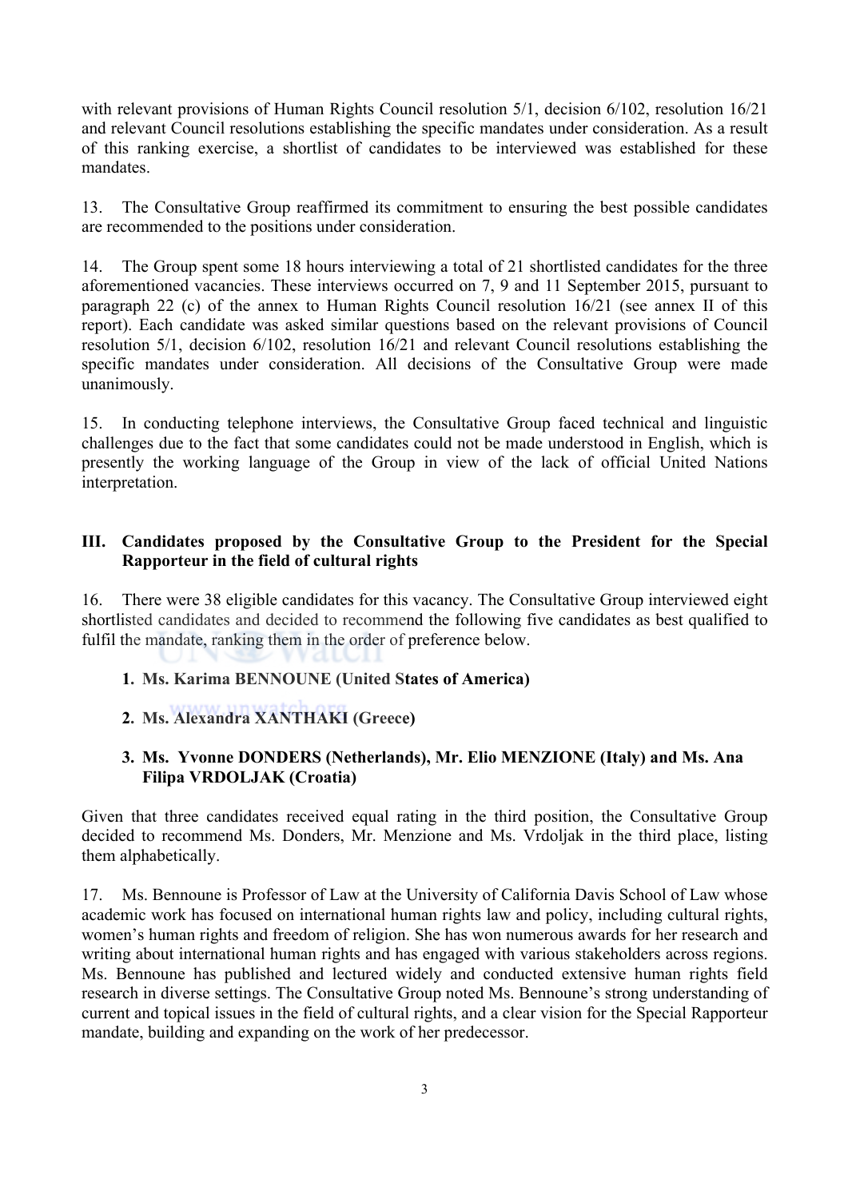with relevant provisions of Human Rights Council resolution 5/1, decision 6/102, resolution 16/21 and relevant Council resolutions establishing the specific mandates under consideration. As a result of this ranking exercise, a shortlist of candidates to be interviewed was established for these mandates.

13. The Consultative Group reaffirmed its commitment to ensuring the best possible candidates are recommended to the positions under consideration.

14. The Group spent some 18 hours interviewing a total of 21 shortlisted candidates for the three aforementioned vacancies. These interviews occurred on 7, 9 and 11 September 2015, pursuant to paragraph 22 (c) of the annex to Human Rights Council resolution 16/21 (see annex II of this report). Each candidate was asked similar questions based on the relevant provisions of Council resolution 5/1, decision 6/102, resolution 16/21 and relevant Council resolutions establishing the specific mandates under consideration. All decisions of the Consultative Group were made unanimously.

15. In conducting telephone interviews, the Consultative Group faced technical and linguistic challenges due to the fact that some candidates could not be made understood in English, which is presently the working language of the Group in view of the lack of official United Nations interpretation.

## III. Candidates proposed by the Consultative Group to the President for the Special Rapporteur in the field of cultural rights

16. There were 38 eligible candidates for this vacancy. The Consultative Group interviewed eight shortlisted candidates and decided to recommend the following five candidates as best qualified to fulfil the mandate, ranking them in the order of preference below.

1. **Ms. Karima BENNOUNE (United States of America)**
2. **Ms. Alexandra XANTHAKI (Greece)**
3. **Ms. Yvonne DONDERS (Netherlands), Mr. Elio MENZIONE (Italy) and Ms. Ana Filipa VRDOLJAK (Croatia)**

Given that three candidates received equal rating in the third position, the Consultative Group decided to recommend Ms. Donders, Mr. Menzione and Ms. Vrdoljak in the third place, listing them alphabetically.

17. Ms. Bennoune is Professor of Law at the University of California Davis School of Law whose academic work has focused on international human rights law and policy, including cultural rights, women's human rights and freedom of religion. She has won numerous awards for her research and writing about international human rights and has engaged with various stakeholders across regions. Ms. Bennoune has published and lectured widely and conducted extensive human rights field research in diverse settings. The Consultative Group noted Ms. Bennoune's strong understanding of current and topical issues in the field of cultural rights, and a clear vision for the Special Rapporteur mandate, building and expanding on the work of her predecessor.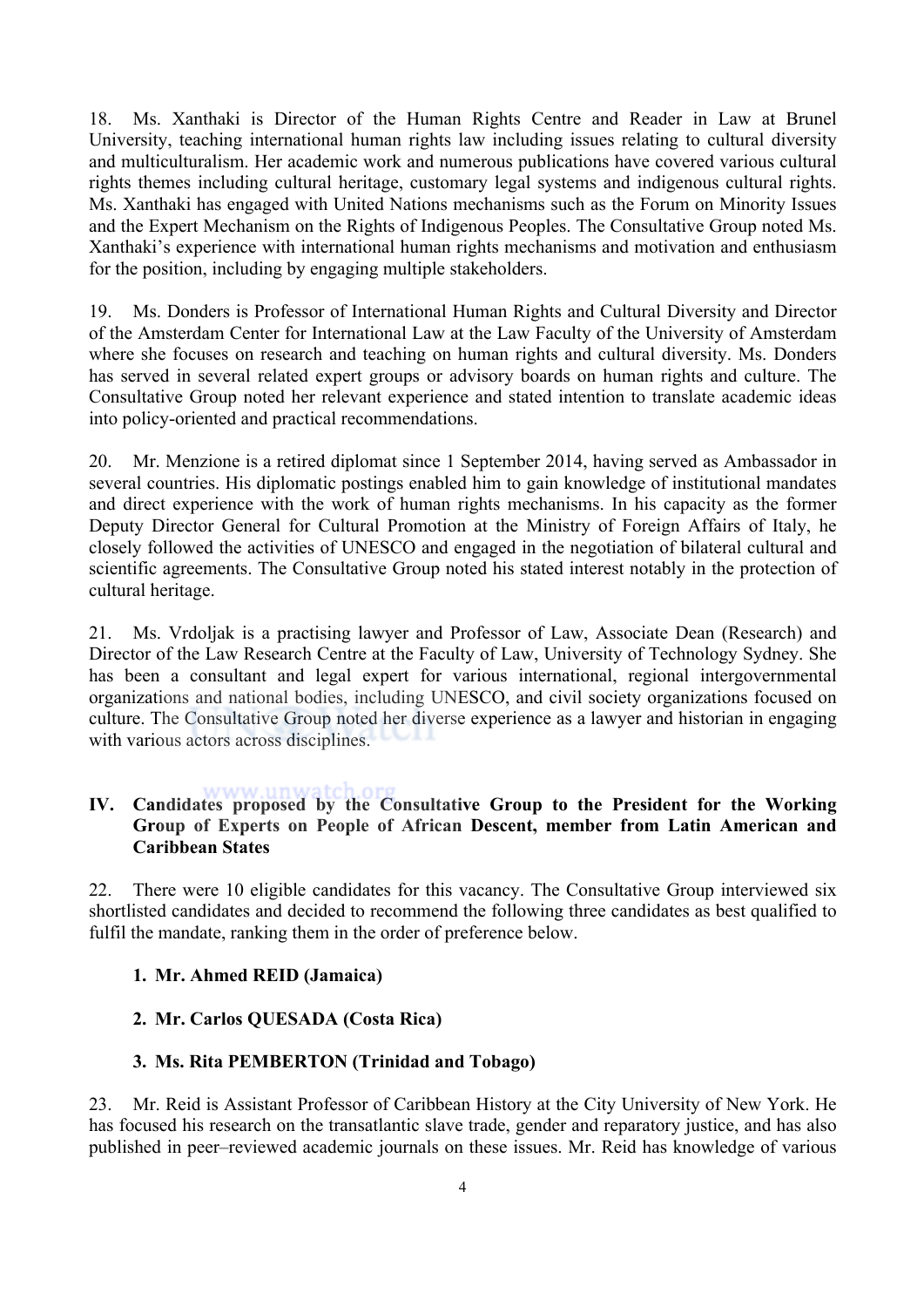18. Ms. Xanthaki is Director of the Human Rights Centre and Reader in Law at Brunel University, teaching international human rights law including issues relating to cultural diversity and multiculturalism. Her academic work and numerous publications have covered various cultural rights themes including cultural heritage, customary legal systems and indigenous cultural rights. Ms. Xanthaki has engaged with United Nations mechanisms such as the Forum on Minority Issues and the Expert Mechanism on the Rights of Indigenous Peoples. The Consultative Group noted Ms. Xanthaki's experience with international human rights mechanisms and motivation and enthusiasm for the position, including by engaging multiple stakeholders.

19. Ms. Donders is Professor of International Human Rights and Cultural Diversity and Director of the Amsterdam Center for International Law at the Law Faculty of the University of Amsterdam where she focuses on research and teaching on human rights and cultural diversity. Ms. Donders has served in several related expert groups or advisory boards on human rights and culture. The Consultative Group noted her relevant experience and stated intention to translate academic ideas into policy-oriented and practical recommendations.

20. Mr. Menzione is a retired diplomat since 1 September 2014, having served as Ambassador in several countries. His diplomatic postings enabled him to gain knowledge of institutional mandates and direct experience with the work of human rights mechanisms. In his capacity as the former Deputy Director General for Cultural Promotion at the Ministry of Foreign Affairs of Italy, he closely followed the activities of UNESCO and engaged in the negotiation of bilateral cultural and scientific agreements. The Consultative Group noted his stated interest notably in the protection of cultural heritage.

21. Ms. Vrdoljak is a practising lawyer and Professor of Law, Associate Dean (Research) and Director of the Law Research Centre at the Faculty of Law, University of Technology Sydney. She has been a consultant and legal expert for various international, regional intergovernmental organizations and national bodies, including UNESCO, and civil society organizations focused on culture. The Consultative Group noted her diverse experience as a lawyer and historian in engaging with various actors across disciplines.

## IV. Candidates proposed by the Consultative Group to the President for the Working Group of Experts on People of African Descent, member from Latin American and Caribbean States

22. There were 10 eligible candidates for this vacancy. The Consultative Group interviewed six shortlisted candidates and decided to recommend the following three candidates as best qualified to fulfil the mandate, ranking them in the order of preference below.

1. **Mr. Ahmed REID (Jamaica)**
2. **Mr. Carlos QUESADA (Costa Rica)**
3. **Ms. Rita PEMBERTON (Trinidad and Tobago)**

23. Mr. Reid is Assistant Professor of Caribbean History at the City University of New York. He has focused his research on the transatlantic slave trade, gender and reparatory justice, and has also published in peer–reviewed academic journals on these issues. Mr. Reid has knowledge of various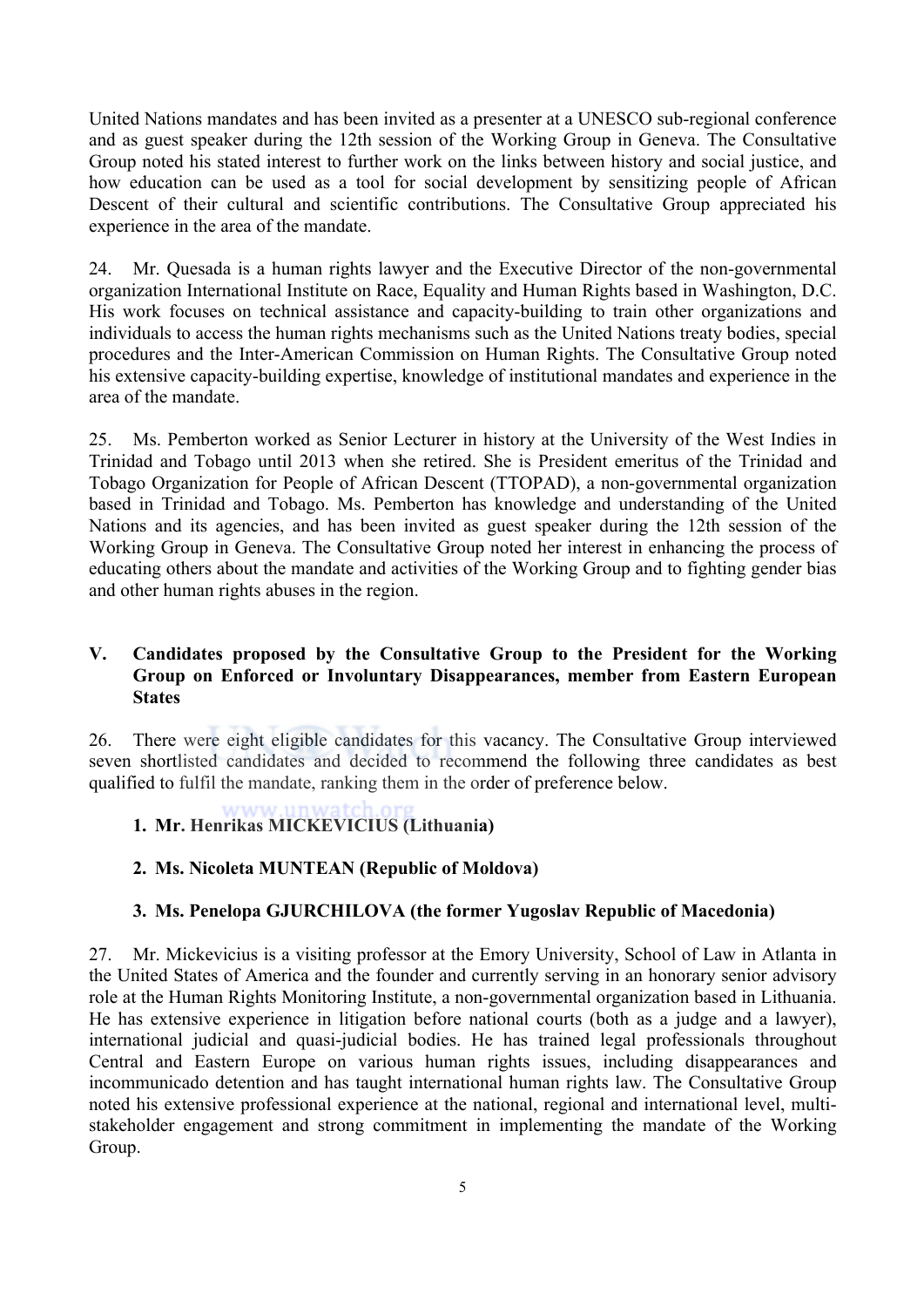United Nations mandates and has been invited as a presenter at a UNESCO sub-regional conference and as guest speaker during the 12th session of the Working Group in Geneva. The Consultative Group noted his stated interest to further work on the links between history and social justice, and how education can be used as a tool for social development by sensitizing people of African Descent of their cultural and scientific contributions. The Consultative Group appreciated his experience in the area of the mandate.

24. Mr. Quesada is a human rights lawyer and the Executive Director of the non-governmental organization International Institute on Race, Equality and Human Rights based in Washington, D.C. His work focuses on technical assistance and capacity-building to train other organizations and individuals to access the human rights mechanisms such as the United Nations treaty bodies, special procedures and the Inter-American Commission on Human Rights. The Consultative Group noted his extensive capacity-building expertise, knowledge of institutional mandates and experience in the area of the mandate.

25. Ms. Pemberton worked as Senior Lecturer in history at the University of the West Indies in Trinidad and Tobago until 2013 when she retired. She is President emeritus of the Trinidad and Tobago Organization for People of African Descent (TTOPAD), a non-governmental organization based in Trinidad and Tobago. Ms. Pemberton has knowledge and understanding of the United Nations and its agencies, and has been invited as guest speaker during the 12th session of the Working Group in Geneva. The Consultative Group noted her interest in enhancing the process of educating others about the mandate and activities of the Working Group and to fighting gender bias and other human rights abuses in the region.

## V. Candidates proposed by the Consultative Group to the President for the Working Group on Enforced or Involuntary Disappearances, member from Eastern European States

26. There were eight eligible candidates for this vacancy. The Consultative Group interviewed seven shortlisted candidates and decided to recommend the following three candidates as best qualified to fulfil the mandate, ranking them in the order of preference below.

1. **Mr. Henrikas MICKEVICIUS (Lithuania)**
2. **Ms. Nicoleta MUNTEAN (Republic of Moldova)**
3. **Ms. Penelopa GJURCHILOVA (the former Yugoslav Republic of Macedonia)**

27. Mr. Mickevicius is a visiting professor at the Emory University, School of Law in Atlanta in the United States of America and the founder and currently serving in an honorary senior advisory role at the Human Rights Monitoring Institute, a non-governmental organization based in Lithuania. He has extensive experience in litigation before national courts (both as a judge and a lawyer), international judicial and quasi-judicial bodies. He has trained legal professionals throughout Central and Eastern Europe on various human rights issues, including disappearances and incommunicado detention and has taught international human rights law. The Consultative Group noted his extensive professional experience at the national, regional and international level, multi-stakeholder engagement and strong commitment in implementing the mandate of the Working Group.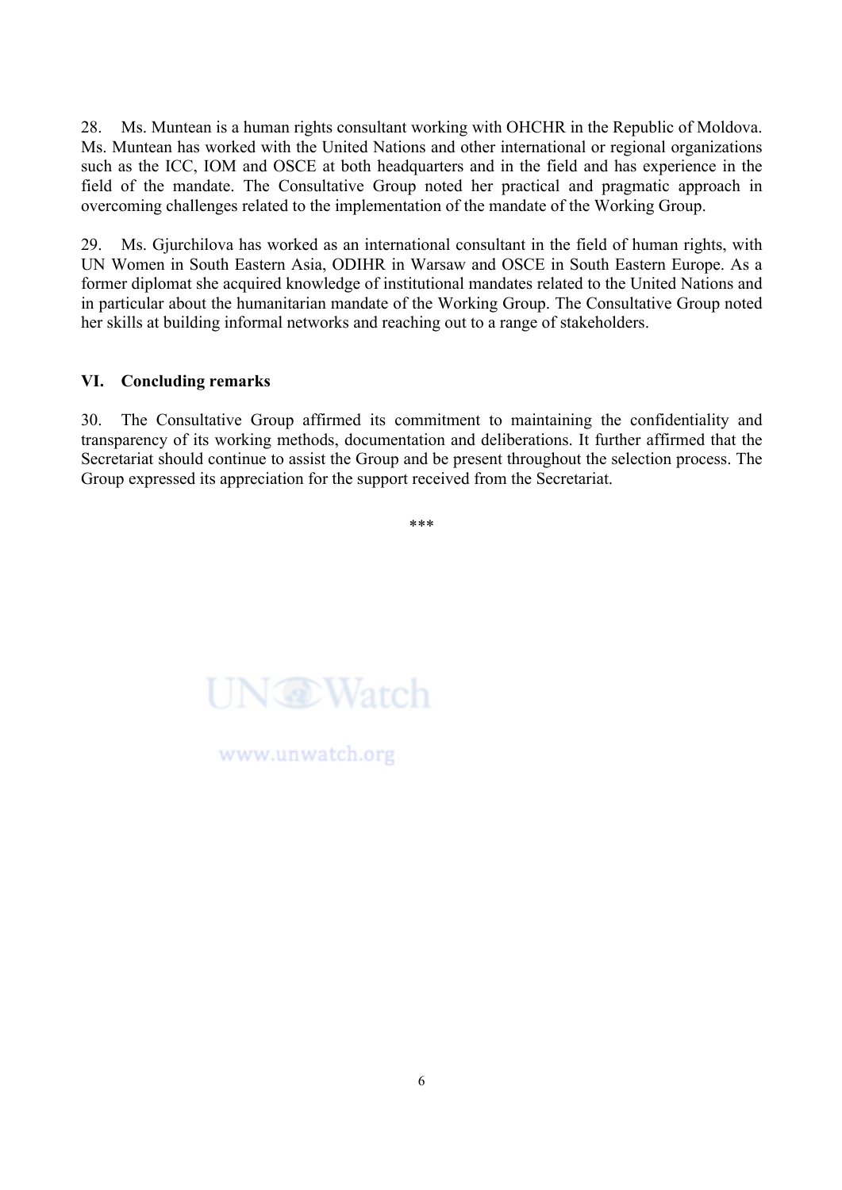28. Ms. Muntean is a human rights consultant working with OHCHR in the Republic of Moldova. Ms. Muntean has worked with the United Nations and other international or regional organizations such as the ICC, IOM and OSCE at both headquarters and in the field and has experience in the field of the mandate. The Consultative Group noted her practical and pragmatic approach in overcoming challenges related to the implementation of the mandate of the Working Group.

29. Ms. Gjurchilova has worked as an international consultant in the field of human rights, with UN Women in South Eastern Asia, ODIHR in Warsaw and OSCE in South Eastern Europe. As a former diplomat she acquired knowledge of institutional mandates related to the United Nations and in particular about the humanitarian mandate of the Working Group. The Consultative Group noted her skills at building informal networks and reaching out to a range of stakeholders.

## VI. Concluding remarks

30. The Consultative Group affirmed its commitment to maintaining the confidentiality and transparency of its working methods, documentation and deliberations. It further affirmed that the Secretariat should continue to assist the Group and be present throughout the selection process. The Group expressed its appreciation for the support received from the Secretariat.

***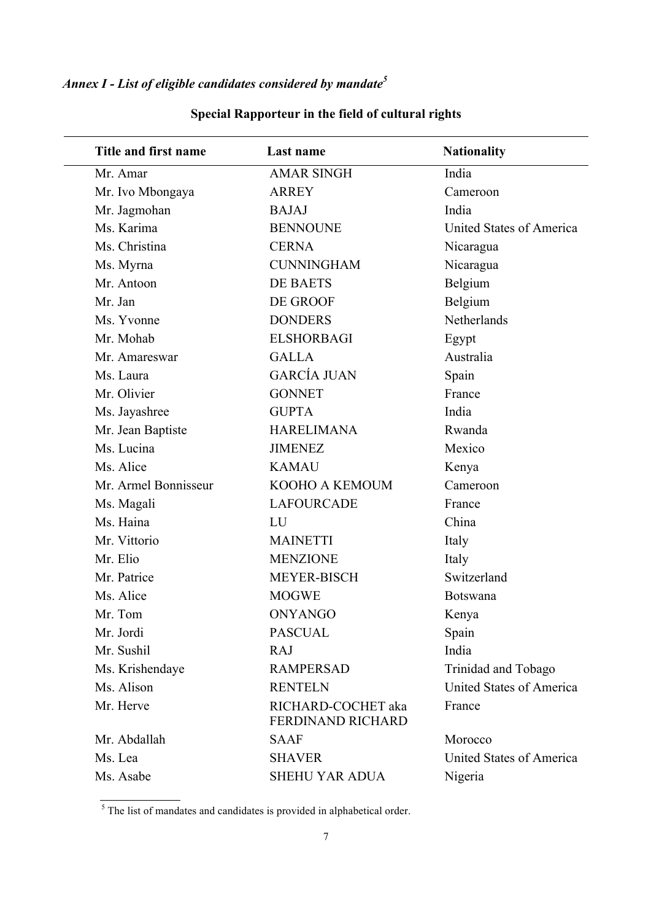*Annex I - List of eligible candidates considered by mandate[5]*

**Special Rapporteur in the field of cultural rights**

| Title and first name | Last name | Nationality |
|---|---|---|
| Mr. Amar | AMAR SINGH | India |
| Mr. Ivo Mbongaya | ARREY | Cameroon |
| Mr. Jagmohan | BAJAJ | India |
| Ms. Karima | BENNOUNE | United States of America |
| Ms. Christina | CERNA | Nicaragua |
| Ms. Myrna | CUNNINGHAM | Nicaragua |
| Mr. Antoon | DE BAETS | Belgium |
| Mr. Jan | DE GROOF | Belgium |
| Ms. Yvonne | DONDERS | Netherlands |
| Mr. Mohab | ELSHORBAGI | Egypt |
| Mr. Amareswar | GALLA | Australia |
| Ms. Laura | GARCÍA JUAN | Spain |
| Mr. Olivier | GONNET | France |
| Ms. Jayashree | GUPTA | India |
| Mr. Jean Baptiste | HARELIMANA | Rwanda |
| Ms. Lucina | JIMENEZ | Mexico |
| Ms. Alice | KAMAU | Kenya |
| Mr. Armel Bonnisseur | KOOHO A KEMOUM | Cameroon |
| Ms. Magali | LAFOURCADE | France |
| Ms. Haina | LU | China |
| Mr. Vittorio | MAINETTI | Italy |
| Mr. Elio | MENZIONE | Italy |
| Mr. Patrice | MEYER-BISCH | Switzerland |
| Ms. Alice | MOGWE | Botswana |
| Mr. Tom | ONYANGO | Kenya |
| Mr. Jordi | PASCUAL | Spain |
| Mr. Sushil | RAJ | India |
| Ms. Krishendaye | RAMPERSAD | Trinidad and Tobago |
| Ms. Alison | RENTELN | United States of America |
| Mr. Herve | RICHARD-COCHET aka FERDINAND RICHARD | France |
| Mr. Abdallah | SAAF | Morocco |
| Ms. Lea | SHAVER | United States of America |
| Ms. Asabe | SHEHU YAR ADUA | Nigeria |

[5] The list of mandates and candidates is provided in alphabetical order.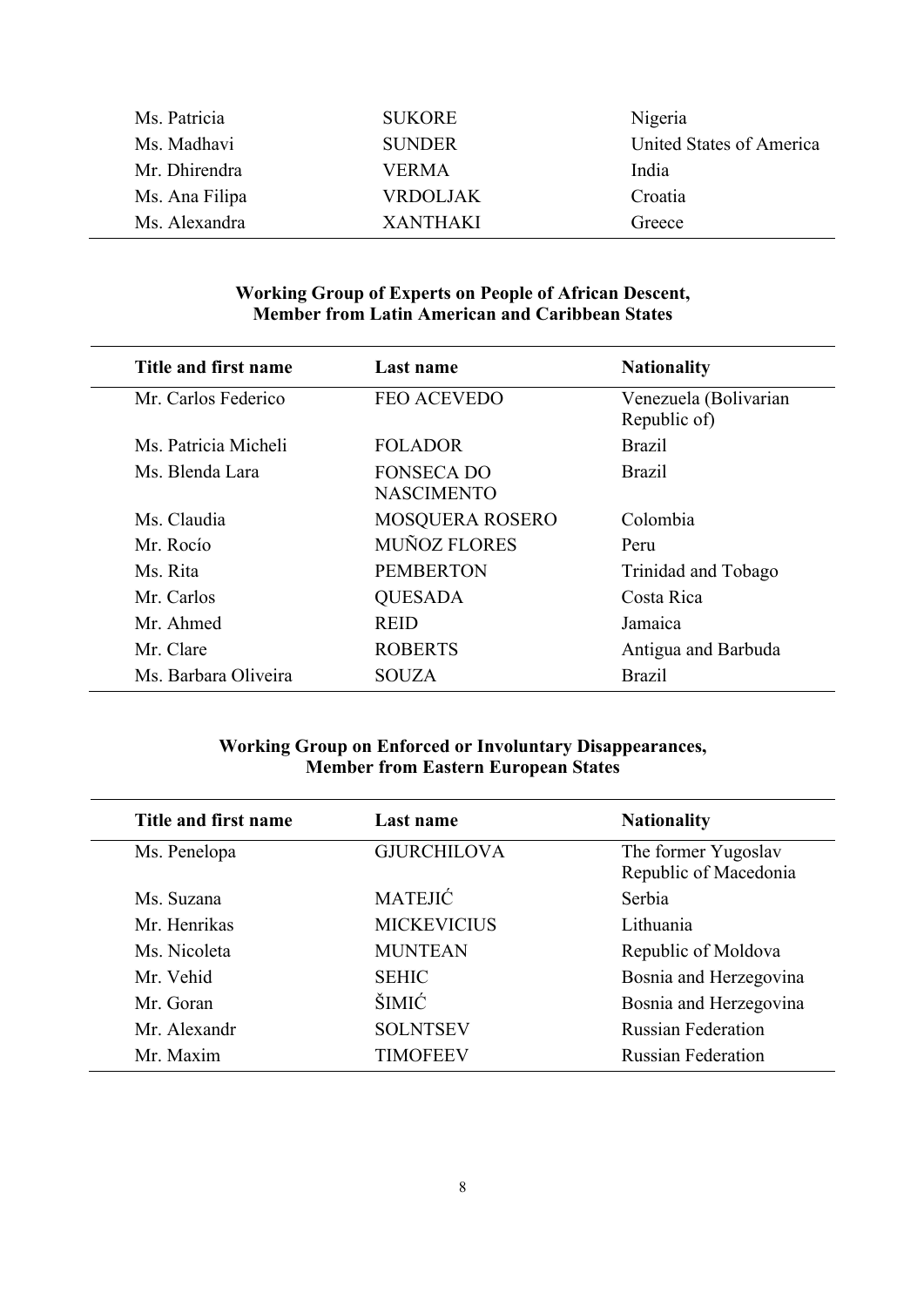| | | |
|---|---|---|
| Ms. Patricia | SUKORE | Nigeria |
| Ms. Madhavi | SUNDER | United States of America |
| Mr. Dhirendra | VERMA | India |
| Ms. Ana Filipa | VRDOLJAK | Croatia |
| Ms. Alexandra | XANTHAKI | Greece |

**Working Group of Experts on People of African Descent,**
**Member from Latin American and Caribbean States**

| Title and first name | Last name | Nationality |
|---|---|---|
| Mr. Carlos Federico | FEO ACEVEDO | Venezuela (Bolivarian Republic of) |
| Ms. Patricia Micheli | FOLADOR | Brazil |
| Ms. Blenda Lara | FONSECA DO NASCIMENTO | Brazil |
| Ms. Claudia | MOSQUERA ROSERO | Colombia |
| Mr. Rocío | MUÑOZ FLORES | Peru |
| Ms. Rita | PEMBERTON | Trinidad and Tobago |
| Mr. Carlos | QUESADA | Costa Rica |
| Mr. Ahmed | REID | Jamaica |
| Mr. Clare | ROBERTS | Antigua and Barbuda |
| Ms. Barbara Oliveira | SOUZA | Brazil |

**Working Group on Enforced or Involuntary Disappearances,**
**Member from Eastern European States**

| Title and first name | Last name | Nationality |
|---|---|---|
| Ms. Penelopa | GJURCHILOVA | The former Yugoslav Republic of Macedonia |
| Ms. Suzana | MATEJIĆ | Serbia |
| Mr. Henrikas | MICKEVICIUS | Lithuania |
| Ms. Nicoleta | MUNTEAN | Republic of Moldova |
| Mr. Vehid | SEHIC | Bosnia and Herzegovina |
| Mr. Goran | ŠIMIĆ | Bosnia and Herzegovina |
| Mr. Alexandr | SOLNTSEV | Russian Federation |
| Mr. Maxim | TIMOFEEV | Russian Federation |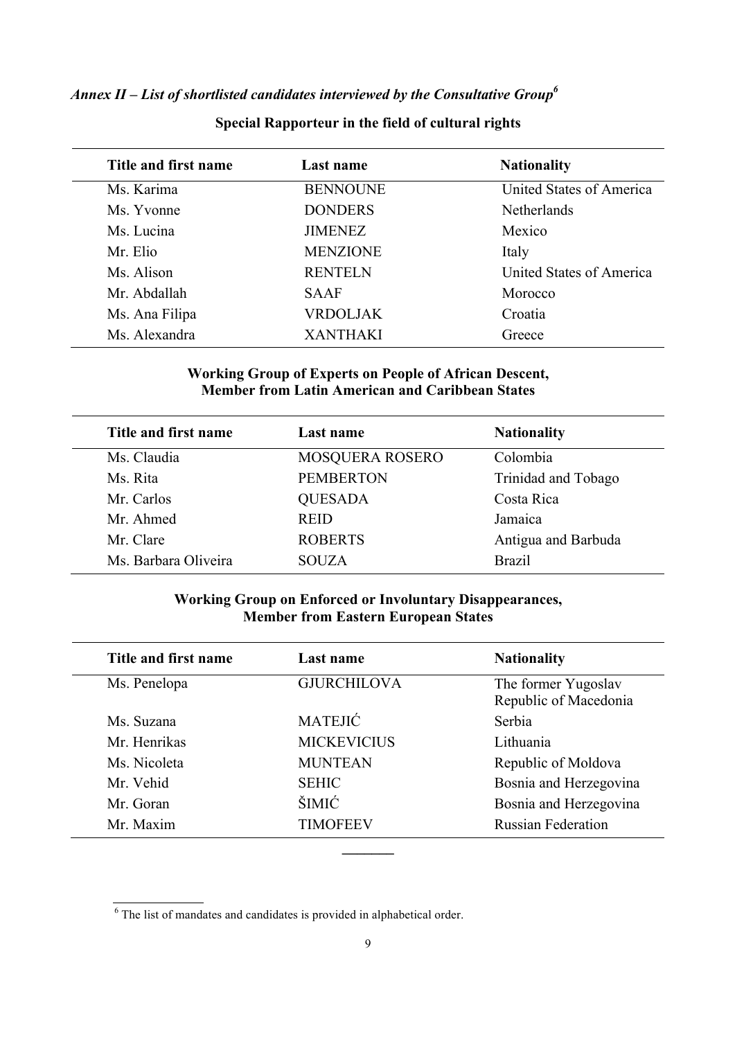*Annex II – List of shortlisted candidates interviewed by the Consultative Group[6]*

**Special Rapporteur in the field of cultural rights**

| Title and first name | Last name | Nationality |
|---|---|---|
| Ms. Karima | BENNOUNE | United States of America |
| Ms. Yvonne | DONDERS | Netherlands |
| Ms. Lucina | JIMENEZ | Mexico |
| Mr. Elio | MENZIONE | Italy |
| Ms. Alison | RENTELN | United States of America |
| Mr. Abdallah | SAAF | Morocco |
| Ms. Ana Filipa | VRDOLJAK | Croatia |
| Ms. Alexandra | XANTHAKI | Greece |

**Working Group of Experts on People of African Descent, Member from Latin American and Caribbean States**

| Title and first name | Last name | Nationality |
|---|---|---|
| Ms. Claudia | MOSQUERA ROSERO | Colombia |
| Ms. Rita | PEMBERTON | Trinidad and Tobago |
| Mr. Carlos | QUESADA | Costa Rica |
| Mr. Ahmed | REID | Jamaica |
| Mr. Clare | ROBERTS | Antigua and Barbuda |
| Ms. Barbara Oliveira | SOUZA | Brazil |

**Working Group on Enforced or Involuntary Disappearances, Member from Eastern European States**

| Title and first name | Last name | Nationality |
|---|---|---|
| Ms. Penelopa | GJURCHILOVA | The former Yugoslav Republic of Macedonia |
| Ms. Suzana | MATEJIĆ | Serbia |
| Mr. Henrikas | MICKEVICIUS | Lithuania |
| Ms. Nicoleta | MUNTEAN | Republic of Moldova |
| Mr. Vehid | SEHIC | Bosnia and Herzegovina |
| Mr. Goran | ŠIMIĆ | Bosnia and Herzegovina |
| Mr. Maxim | TIMOFEEV | Russian Federation |

---

[6] The list of mandates and candidates is provided in alphabetical order.